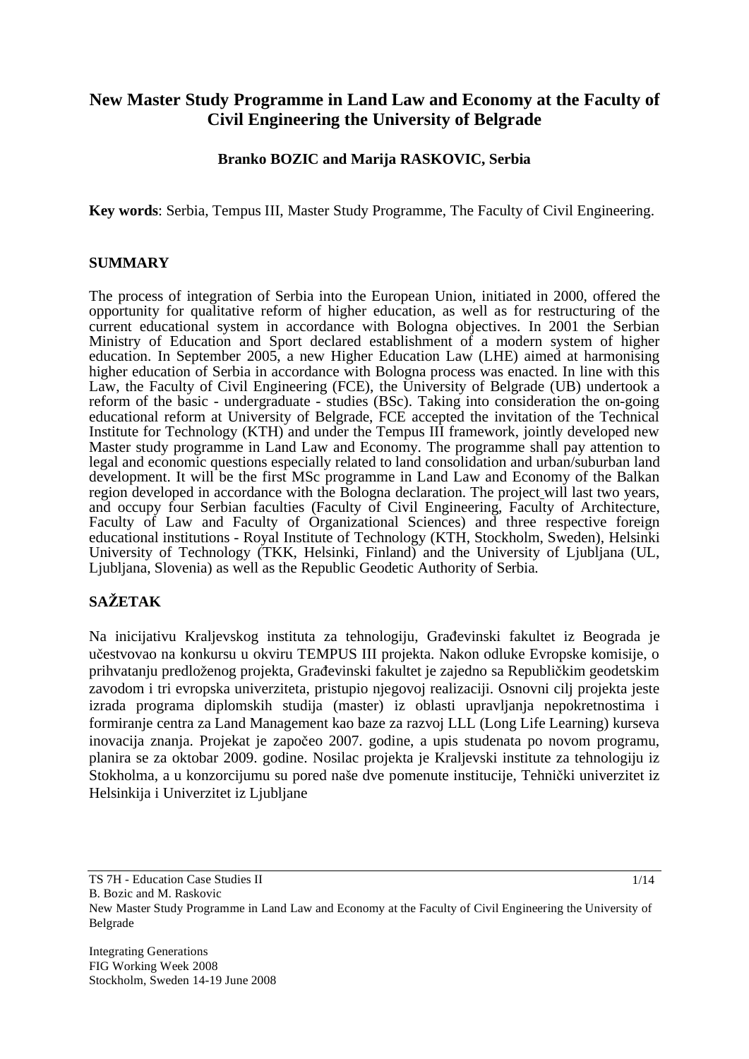# New Master Study Programme in Land Law and Economy at the Faculty of Civil Engineering the University of Belgrade

**Branko BOZIC and Marija RASKOVIC, Serbia**

**Key words**: Serbia, Tempus III, Master Study Programme, The Faculty of Civil Engineering.

## SUMMARY

The process of integration of Serbia into the European Union, initiated in 2000, offered the opportunity for qualitative reform of higher education, as well as for restructuring of the current educational system in accordance with Bologna objectives. In 2001 the Serbian Ministry of Education and Sport declared establishment of a modern system of higher education. In September 2005, a new Higher Education Law (LHE) aimed at harmonising higher education of Serbia in accordance with Bologna process was enacted. In line with this Law, the Faculty of Civil Engineering (FCE), the University of Belgrade (UB) undertook a reform of the basic - undergraduate - studies (BSc). Taking into consideration the on-going educational reform at University of Belgrade, FCE accepted the invitation of the Technical Institute for Technology (KTH) and under the Tempus III framework, jointly developed new Master study programme in Land Law and Economy. The programme shall pay attention to legal and economic questions especially related to land consolidation and urban/suburban land development. It will be the first MSc programme in Land Law and Economy of the Balkan region developed in accordance with the Bologna declaration. The project will last two years, and occupy four Serbian faculties (Faculty of Civil Engineering, Faculty of Architecture, Faculty of Law and Faculty of Organizational Sciences) and three respective foreign educational institutions - Royal Institute of Technology (KTH, Stockholm, Sweden), Helsinki University of Technology (TKK, Helsinki, Finland) and the University of Ljubljana (UL, Ljubljana, Slovenia) as well as the Republic Geodetic Authority of Serbia.

## SAŽETAK

Na inicijativu Kraljevskog instituta za tehnologiju, Građevinski fakultet iz Beograda je učestvovao na konkursu u okviru TEMPUS III projekta. Nakon odluke Evropske komisije, o prihvatanju predloženog projekta, Građevinski fakultet je zajedno sa Republičkim geodetskim zavodom i tri evropska univerziteta, pristupio njegovoj realizaciji. Osnovni cilj projekta jeste izrada programa diplomskih studija (master) iz oblasti upravljanja nepokretnostima i formiranje centra za Land Management kao baze za razvoj LLL (Long Life Learning) kurseva inovacija znanja. Projekat je započeo 2007. godine, a upis studenata po novom programu, planira se za oktobar 2009. godine. Nosilac projekta je Kraljevski institute za tehnologiju iz Stokholma, a u konzorcijumu su pored naše dve pomenute institucije, Tehnički univerzitet iz Helsinkija i Univerzitet iz Ljubljane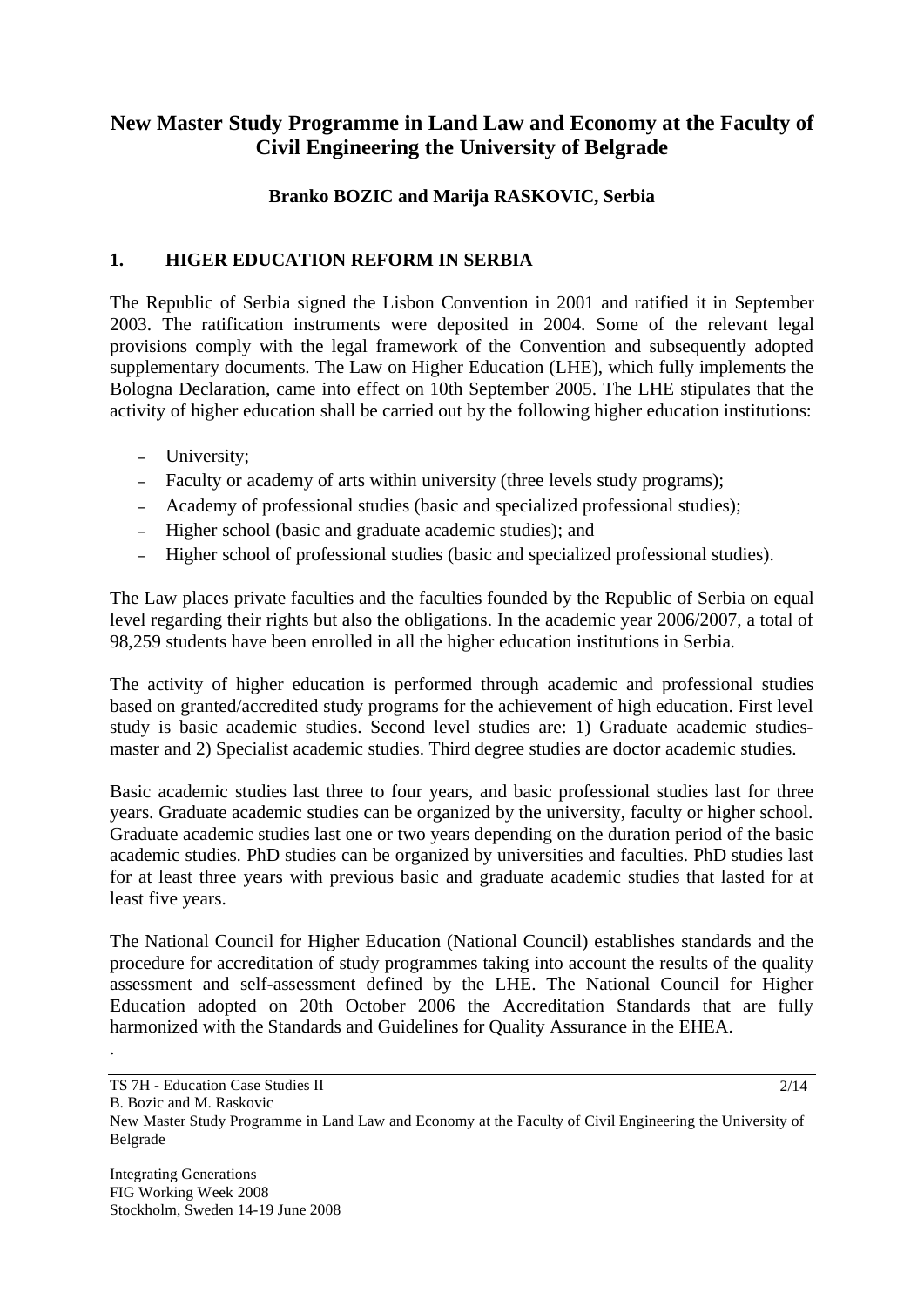# New Master Study Programme in Land Law and Economy at the Faculty of Civil Engineering the University of Belgrade

**Branko BOZIC and Marija RASKOVIC, Serbia**

## 1. HIGER EDUCATION REFORM IN SERBIA

The Republic of Serbia signed the Lisbon Convention in 2001 and ratified it in September 2003. The ratification instruments were deposited in 2004. Some of the relevant legal provisions comply with the legal framework of the Convention and subsequently adopted supplementary documents. The Law on Higher Education (LHE), which fully implements the Bologna Declaration, came into effect on 10th September 2005. The LHE stipulates that the activity of higher education shall be carried out by the following higher education institutions:

- University;
- Faculty or academy of arts within university (three levels study programs);
- Academy of professional studies (basic and specialized professional studies);
- Higher school (basic and graduate academic studies); and
- Higher school of professional studies (basic and specialized professional studies).

The Law places private faculties and the faculties founded by the Republic of Serbia on equal level regarding their rights but also the obligations. In the academic year 2006/2007, a total of 98,259 students have been enrolled in all the higher education institutions in Serbia.

The activity of higher education is performed through academic and professional studies based on granted/accredited study programs for the achievement of high education. First level study is basic academic studies. Second level studies are: 1) Graduate academic studies-master and 2) Specialist academic studies. Third degree studies are doctor academic studies.

Basic academic studies last three to four years, and basic professional studies last for three years. Graduate academic studies can be organized by the university, faculty or higher school. Graduate academic studies last one or two years depending on the duration period of the basic academic studies. PhD studies can be organized by universities and faculties. PhD studies last for at least three years with previous basic and graduate academic studies that lasted for at least five years.

The National Council for Higher Education (National Council) establishes standards and the procedure for accreditation of study programmes taking into account the results of the quality assessment and self-assessment defined by the LHE. The National Council for Higher Education adopted on 20th October 2006 the Accreditation Standards that are fully harmonized with the Standards and Guidelines for Quality Assurance in the EHEA.

.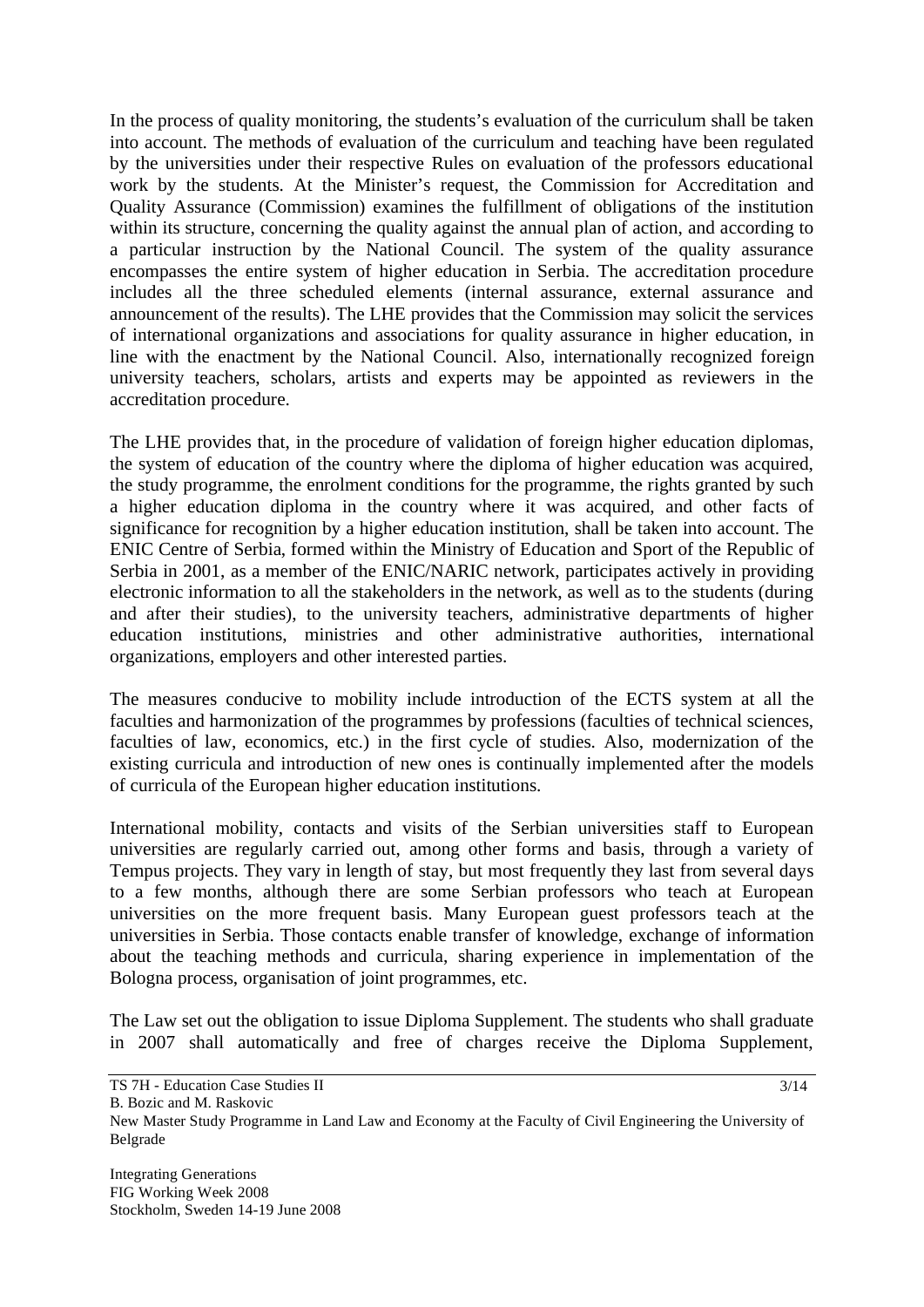In the process of quality monitoring, the students's evaluation of the curriculum shall be taken into account. The methods of evaluation of the curriculum and teaching have been regulated by the universities under their respective Rules on evaluation of the professors educational work by the students. At the Minister's request, the Commission for Accreditation and Quality Assurance (Commission) examines the fulfillment of obligations of the institution within its structure, concerning the quality against the annual plan of action, and according to a particular instruction by the National Council. The system of the quality assurance encompasses the entire system of higher education in Serbia. The accreditation procedure includes all the three scheduled elements (internal assurance, external assurance and announcement of the results). The LHE provides that the Commission may solicit the services of international organizations and associations for quality assurance in higher education, in line with the enactment by the National Council. Also, internationally recognized foreign university teachers, scholars, artists and experts may be appointed as reviewers in the accreditation procedure.

The LHE provides that, in the procedure of validation of foreign higher education diplomas, the system of education of the country where the diploma of higher education was acquired, the study programme, the enrolment conditions for the programme, the rights granted by such a higher education diploma in the country where it was acquired, and other facts of significance for recognition by a higher education institution, shall be taken into account. The ENIC Centre of Serbia, formed within the Ministry of Education and Sport of the Republic of Serbia in 2001, as a member of the ENIC/NARIC network, participates actively in providing electronic information to all the stakeholders in the network, as well as to the students (during and after their studies), to the university teachers, administrative departments of higher education institutions, ministries and other administrative authorities, international organizations, employers and other interested parties.

The measures conducive to mobility include introduction of the ECTS system at all the faculties and harmonization of the programmes by professions (faculties of technical sciences, faculties of law, economics, etc.) in the first cycle of studies. Also, modernization of the existing curricula and introduction of new ones is continually implemented after the models of curricula of the European higher education institutions.

International mobility, contacts and visits of the Serbian universities staff to European universities are regularly carried out, among other forms and basis, through a variety of Tempus projects. They vary in length of stay, but most frequently they last from several days to a few months, although there are some Serbian professors who teach at European universities on the more frequent basis. Many European guest professors teach at the universities in Serbia. Those contacts enable transfer of knowledge, exchange of information about the teaching methods and curricula, sharing experience in implementation of the Bologna process, organisation of joint programmes, etc.

The Law set out the obligation to issue Diploma Supplement. The students who shall graduate in 2007 shall automatically and free of charges receive the Diploma Supplement,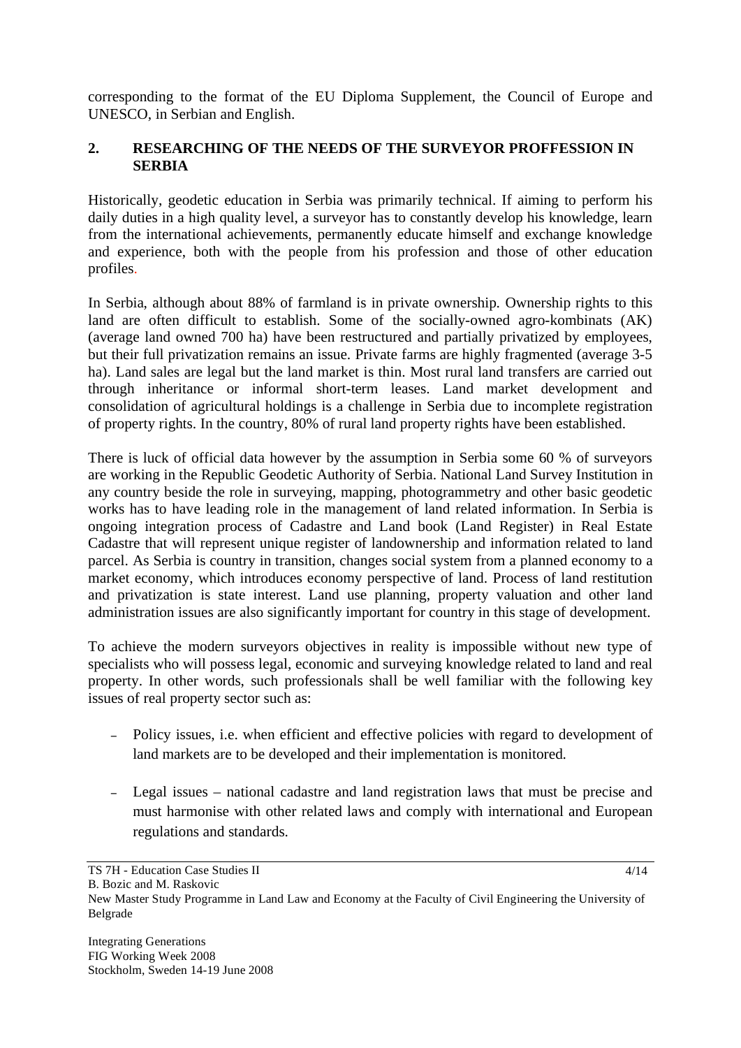corresponding to the format of the EU Diploma Supplement, the Council of Europe and UNESCO, in Serbian and English.

## 2. RESEARCHING OF THE NEEDS OF THE SURVEYOR PROFFESSION IN SERBIA

Historically, geodetic education in Serbia was primarily technical. If aiming to perform his daily duties in a high quality level, a surveyor has to constantly develop his knowledge, learn from the international achievements, permanently educate himself and exchange knowledge and experience, both with the people from his profession and those of other education profiles.

In Serbia, although about 88% of farmland is in private ownership. Ownership rights to this land are often difficult to establish. Some of the socially-owned agro-kombinats (AK) (average land owned 700 ha) have been restructured and partially privatized by employees, but their full privatization remains an issue. Private farms are highly fragmented (average 3-5 ha). Land sales are legal but the land market is thin. Most rural land transfers are carried out through inheritance or informal short-term leases. Land market development and consolidation of agricultural holdings is a challenge in Serbia due to incomplete registration of property rights. In the country, 80% of rural land property rights have been established.

There is luck of official data however by the assumption in Serbia some 60 % of surveyors are working in the Republic Geodetic Authority of Serbia. National Land Survey Institution in any country beside the role in surveying, mapping, photogrammetry and other basic geodetic works has to have leading role in the management of land related information. In Serbia is ongoing integration process of Cadastre and Land book (Land Register) in Real Estate Cadastre that will represent unique register of landownership and information related to land parcel. As Serbia is country in transition, changes social system from a planned economy to a market economy, which introduces economy perspective of land. Process of land restitution and privatization is state interest. Land use planning, property valuation and other land administration issues are also significantly important for country in this stage of development.

To achieve the modern surveyors objectives in reality is impossible without new type of specialists who will possess legal, economic and surveying knowledge related to land and real property. In other words, such professionals shall be well familiar with the following key issues of real property sector such as:

- Policy issues, i.e. when efficient and effective policies with regard to development of land markets are to be developed and their implementation is monitored.
- Legal issues – national cadastre and land registration laws that must be precise and must harmonise with other related laws and comply with international and European regulations and standards.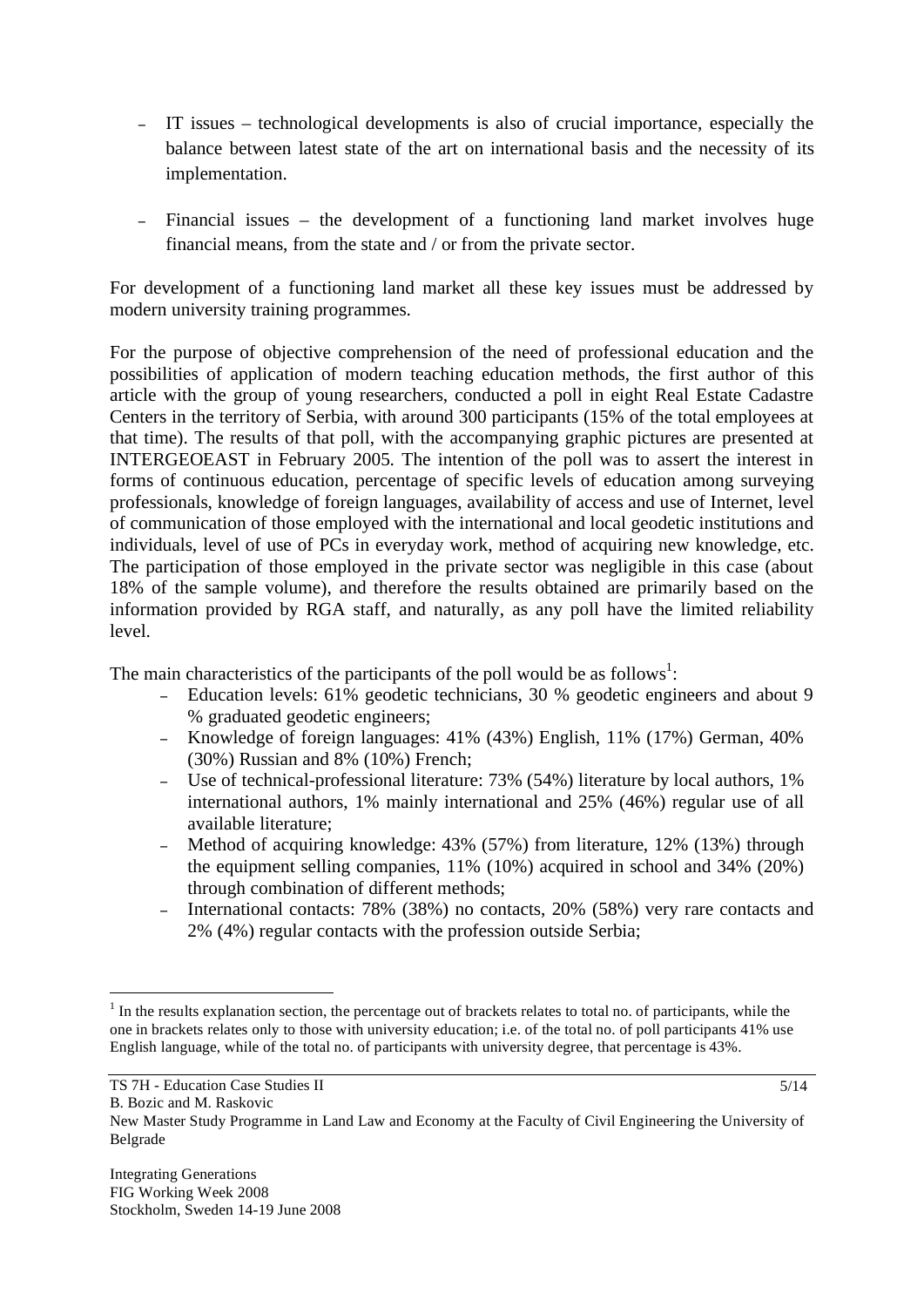- IT issues – technological developments is also of crucial importance, especially the balance between latest state of the art on international basis and the necessity of its implementation.

- Financial issues – the development of a functioning land market involves huge financial means, from the state and / or from the private sector.

For development of a functioning land market all these key issues must be addressed by modern university training programmes.

For the purpose of objective comprehension of the need of professional education and the possibilities of application of modern teaching education methods, the first author of this article with the group of young researchers, conducted a poll in eight Real Estate Cadastre Centers in the territory of Serbia, with around 300 participants (15% of the total employees at that time). The results of that poll, with the accompanying graphic pictures are presented at INTERGEOEAST in February 2005. The intention of the poll was to assert the interest in forms of continuous education, percentage of specific levels of education among surveying professionals, knowledge of foreign languages, availability of access and use of Internet, level of communication of those employed with the international and local geodetic institutions and individuals, level of use of PCs in everyday work, method of acquiring new knowledge, etc. The participation of those employed in the private sector was negligible in this case (about 18% of the sample volume), and therefore the results obtained are primarily based on the information provided by RGA staff, and naturally, as any poll have the limited reliability level.

The main characteristics of the participants of the poll would be as follows[1]:

- Education levels: 61% geodetic technicians, 30 % geodetic engineers and about 9 % graduated geodetic engineers;
- Knowledge of foreign languages: 41% (43%) English, 11% (17%) German, 40% (30%) Russian and 8% (10%) French;
- Use of technical-professional literature: 73% (54%) literature by local authors, 1% international authors, 1% mainly international and 25% (46%) regular use of all available literature;
- Method of acquiring knowledge: 43% (57%) from literature, 12% (13%) through the equipment selling companies, 11% (10%) acquired in school and 34% (20%) through combination of different methods;
- International contacts: 78% (38%) no contacts, 20% (58%) very rare contacts and 2% (4%) regular contacts with the profession outside Serbia;

[1] In the results explanation section, the percentage out of brackets relates to total no. of participants, while the one in brackets relates only to those with university education; i.e. of the total no. of poll participants 41% use English language, while of the total no. of participants with university degree, that percentage is 43%.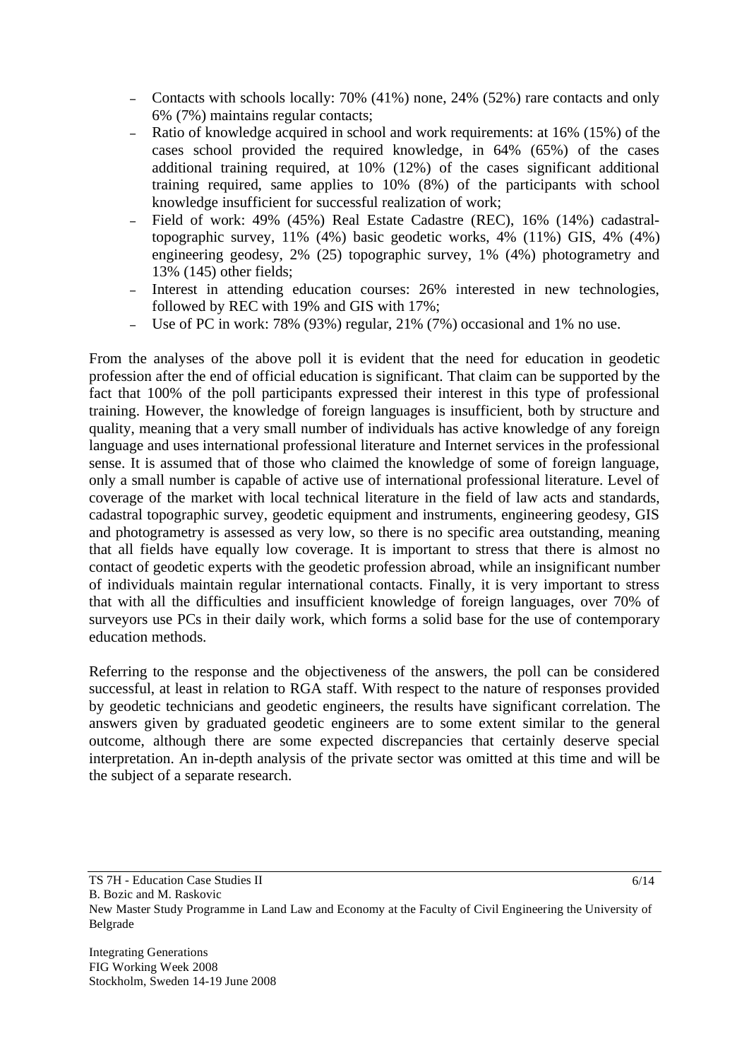- Contacts with schools locally: 70% (41%) none, 24% (52%) rare contacts and only 6% (7%) maintains regular contacts;
- Ratio of knowledge acquired in school and work requirements: at 16% (15%) of the cases school provided the required knowledge, in 64% (65%) of the cases additional training required, at 10% (12%) of the cases significant additional training required, same applies to 10% (8%) of the participants with school knowledge insufficient for successful realization of work;
- Field of work: 49% (45%) Real Estate Cadastre (REC), 16% (14%) cadastral-topographic survey, 11% (4%) basic geodetic works, 4% (11%) GIS, 4% (4%) engineering geodesy, 2% (25) topographic survey, 1% (4%) photogrametry and 13% (145) other fields;
- Interest in attending education courses: 26% interested in new technologies, followed by REC with 19% and GIS with 17%;
- Use of PC in work: 78% (93%) regular, 21% (7%) occasional and 1% no use.

From the analyses of the above poll it is evident that the need for education in geodetic profession after the end of official education is significant. That claim can be supported by the fact that 100% of the poll participants expressed their interest in this type of professional training. However, the knowledge of foreign languages is insufficient, both by structure and quality, meaning that a very small number of individuals has active knowledge of any foreign language and uses international professional literature and Internet services in the professional sense. It is assumed that of those who claimed the knowledge of some of foreign language, only a small number is capable of active use of international professional literature. Level of coverage of the market with local technical literature in the field of law acts and standards, cadastral topographic survey, geodetic equipment and instruments, engineering geodesy, GIS and photogrametry is assessed as very low, so there is no specific area outstanding, meaning that all fields have equally low coverage. It is important to stress that there is almost no contact of geodetic experts with the geodetic profession abroad, while an insignificant number of individuals maintain regular international contacts. Finally, it is very important to stress that with all the difficulties and insufficient knowledge of foreign languages, over 70% of surveyors use PCs in their daily work, which forms a solid base for the use of contemporary education methods.

Referring to the response and the objectiveness of the answers, the poll can be considered successful, at least in relation to RGA staff. With respect to the nature of responses provided by geodetic technicians and geodetic engineers, the results have significant correlation. The answers given by graduated geodetic engineers are to some extent similar to the general outcome, although there are some expected discrepancies that certainly deserve special interpretation. An in-depth analysis of the private sector was omitted at this time and will be the subject of a separate research.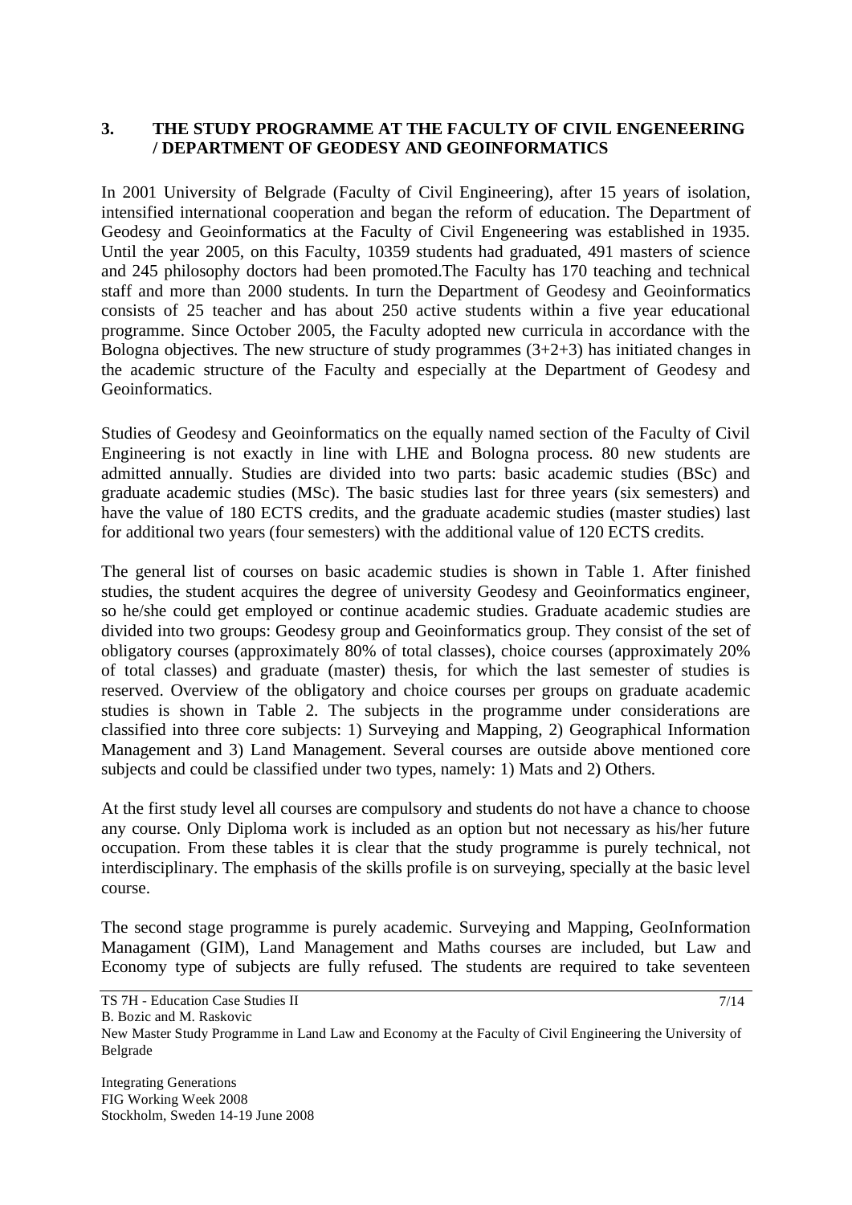## 3. THE STUDY PROGRAMME AT THE FACULTY OF CIVIL ENGENEERING / DEPARTMENT OF GEODESY AND GEOINFORMATICS

In 2001 University of Belgrade (Faculty of Civil Engineering), after 15 years of isolation, intensified international cooperation and began the reform of education. The Department of Geodesy and Geoinformatics at the Faculty of Civil Engeneering was established in 1935. Until the year 2005, on this Faculty, 10359 students had graduated, 491 masters of science and 245 philosophy doctors had been promoted.The Faculty has 170 teaching and technical staff and more than 2000 students. In turn the Department of Geodesy and Geoinformatics consists of 25 teacher and has about 250 active students within a five year educational programme. Since October 2005, the Faculty adopted new curricula in accordance with the Bologna objectives. The new structure of study programmes (3+2+3) has initiated changes in the academic structure of the Faculty and especially at the Department of Geodesy and Geoinformatics.

Studies of Geodesy and Geoinformatics on the equally named section of the Faculty of Civil Engineering is not exactly in line with LHE and Bologna process. 80 new students are admitted annually. Studies are divided into two parts: basic academic studies (BSc) and graduate academic studies (MSc). The basic studies last for three years (six semesters) and have the value of 180 ECTS credits, and the graduate academic studies (master studies) last for additional two years (four semesters) with the additional value of 120 ECTS credits.

The general list of courses on basic academic studies is shown in Table 1. After finished studies, the student acquires the degree of university Geodesy and Geoinformatics engineer, so he/she could get employed or continue academic studies. Graduate academic studies are divided into two groups: Geodesy group and Geoinformatics group. They consist of the set of obligatory courses (approximately 80% of total classes), choice courses (approximately 20% of total classes) and graduate (master) thesis, for which the last semester of studies is reserved. Overview of the obligatory and choice courses per groups on graduate academic studies is shown in Table 2. The subjects in the programme under considerations are classified into three core subjects: 1) Surveying and Mapping, 2) Geographical Information Management and 3) Land Management. Several courses are outside above mentioned core subjects and could be classified under two types, namely: 1) Mats and 2) Others.

At the first study level all courses are compulsory and students do not have a chance to choose any course. Only Diploma work is included as an option but not necessary as his/her future occupation. From these tables it is clear that the study programme is purely technical, not interdisciplinary. The emphasis of the skills profile is on surveying, specially at the basic level course.

The second stage programme is purely academic. Surveying and Mapping, GeoInformation Managament (GIM), Land Management and Maths courses are included, but Law and Economy type of subjects are fully refused. The students are required to take seventeen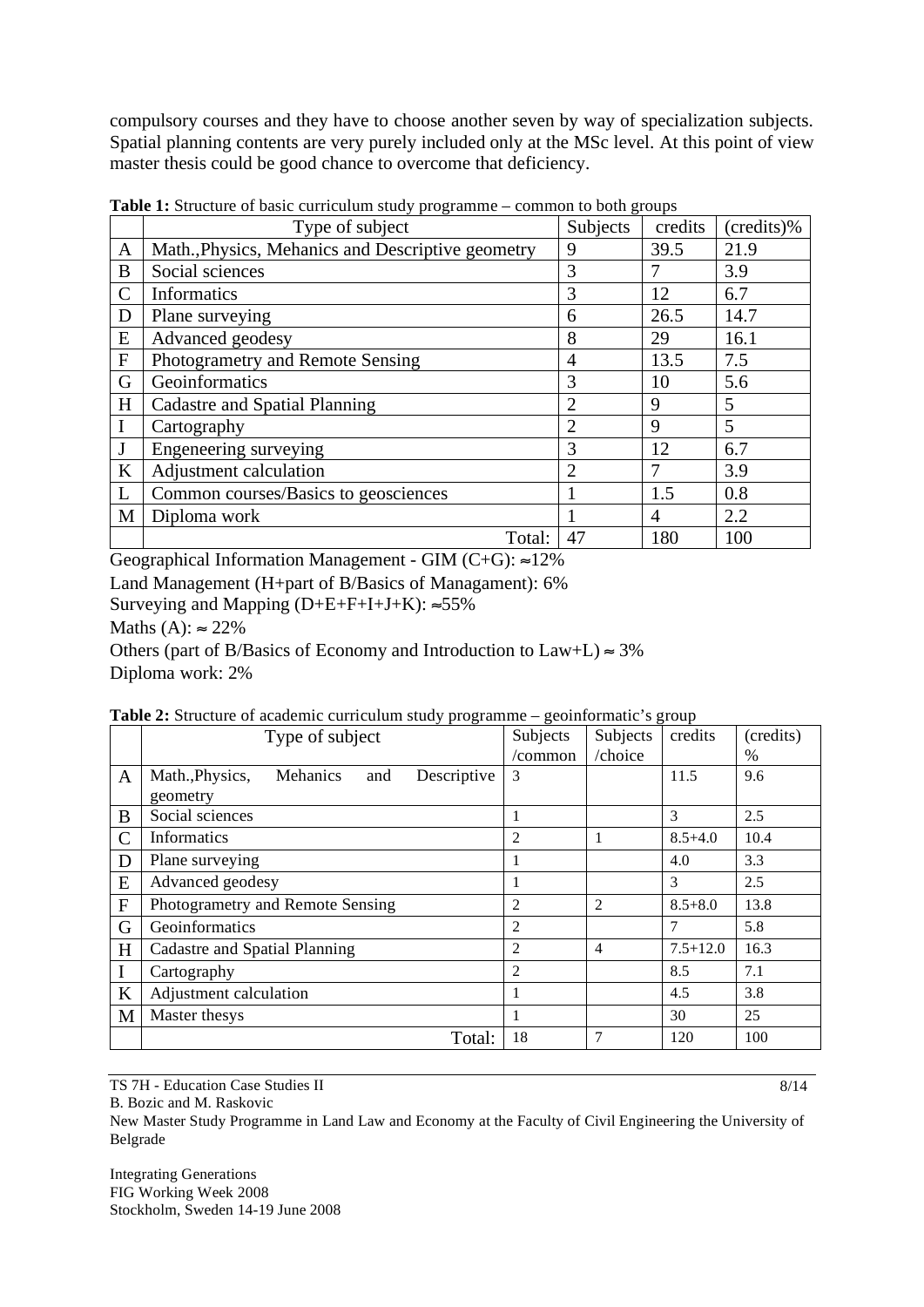compulsory courses and they have to choose another seven by way of specialization subjects. Spatial planning contents are very purely included only at the MSc level. At this point of view master thesis could be good chance to overcome that deficiency.

**Table 1:** Structure of basic curriculum study programme – common to both groups

| | Type of subject | Subjects | credits | (credits)% |
|---|---|---|---|---|
| A | Math.,Physics, Mehanics and Descriptive geometry | 9 | 39.5 | 21.9 |
| B | Social sciences | 3 | 7 | 3.9 |
| C | Informatics | 3 | 12 | 6.7 |
| D | Plane surveying | 6 | 26.5 | 14.7 |
| E | Advanced geodesy | 8 | 29 | 16.1 |
| F | Photogrametry and Remote Sensing | 4 | 13.5 | 7.5 |
| G | Geoinformatics | 3 | 10 | 5.6 |
| H | Cadastre and Spatial Planning | 2 | 9 | 5 |
| I | Cartography | 2 | 9 | 5 |
| J | Engeneering surveying | 3 | 12 | 6.7 |
| K | Adjustment calculation | 2 | 7 | 3.9 |
| L | Common courses/Basics to geosciences | 1 | 1.5 | 0.8 |
| M | Diploma work | 1 | 4 | 2.2 |
| | Total: | 47 | 180 | 100 |

Geographical Information Management - GIM (C+G): ≈12%

Land Management (H+part of B/Basics of Managament): 6%

Surveying and Mapping (D+E+F+I+J+K): ≈55%

Maths (A): ≈ 22%

Others (part of B/Basics of Economy and Introduction to Law+L) ≈ 3%

Diploma work: 2%

**Table 2:** Structure of academic curriculum study programme – geoinformatic's group

| | Type of subject | Subjects /common | Subjects /choice | credits | (credits) % |
|---|---|---|---|---|---|
| A | Math.,Physics, Mehanics and Descriptive geometry | 3 | | 11.5 | 9.6 |
| B | Social sciences | 1 | | 3 | 2.5 |
| C | Informatics | 2 | 1 | 8.5+4.0 | 10.4 |
| D | Plane surveying | 1 | | 4.0 | 3.3 |
| E | Advanced geodesy | 1 | | 3 | 2.5 |
| F | Photogrametry and Remote Sensing | 2 | 2 | 8.5+8.0 | 13.8 |
| G | Geoinformatics | 2 | | 7 | 5.8 |
| H | Cadastre and Spatial Planning | 2 | 4 | 7.5+12.0 | 16.3 |
| I | Cartography | 2 | | 8.5 | 7.1 |
| K | Adjustment calculation | 1 | | 4.5 | 3.8 |
| M | Master thesys | 1 | | 30 | 25 |
| | Total: | 18 | 7 | 120 | 100 |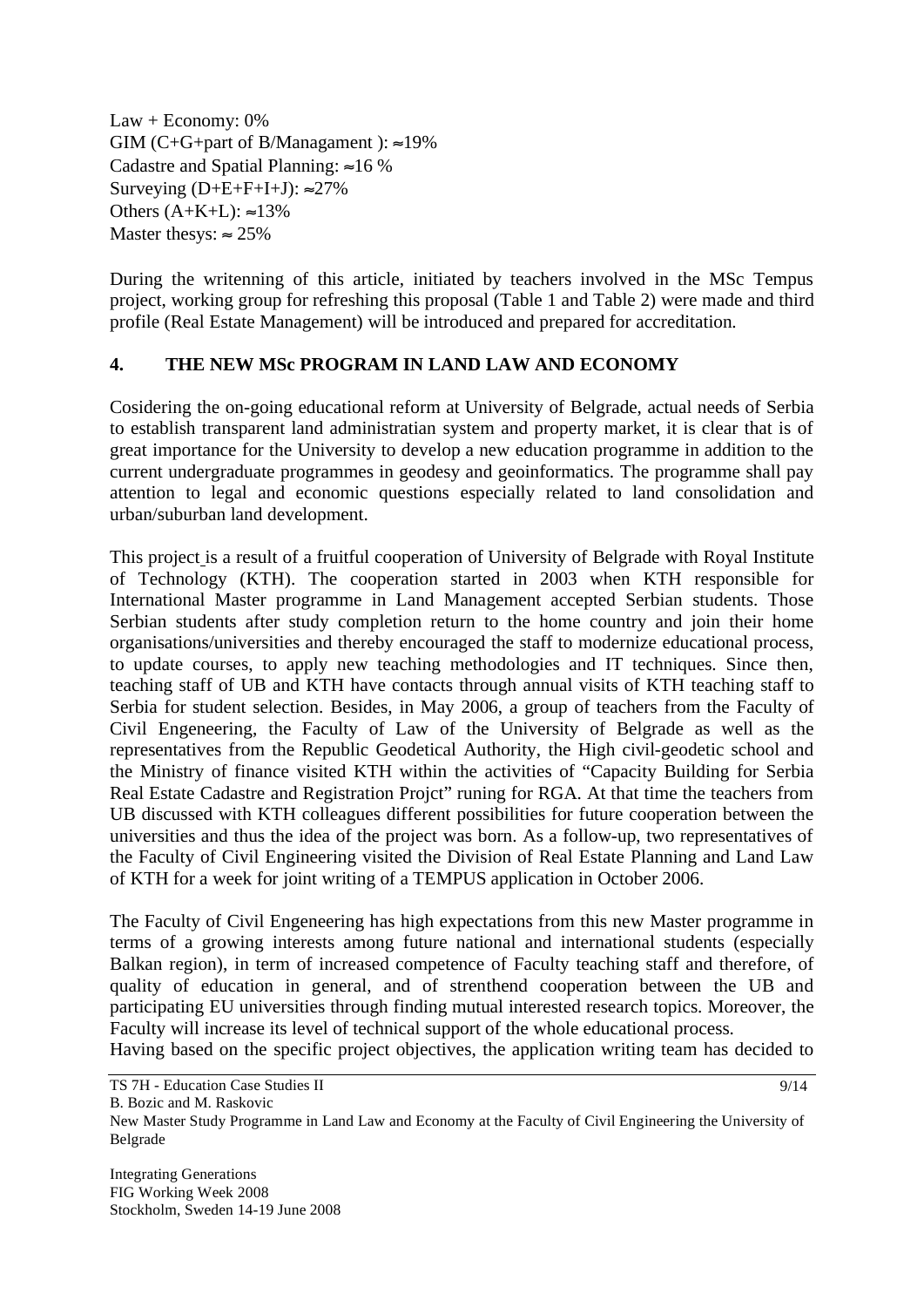Law + Economy: 0%
GIM (C+G+part of B/Managament ): ≈19%
Cadastre and Spatial Planning: ≈16 %
Surveying (D+E+F+I+J): ≈27%
Others (A+K+L): ≈13%
Master thesys: ≈ 25%

During the writenning of this article, initiated by teachers involved in the MSc Tempus project, working group for refreshing this proposal (Table 1 and Table 2) were made and third profile (Real Estate Management) will be introduced and prepared for accreditation.

## 4. THE NEW MSc PROGRAM IN LAND LAW AND ECONOMY

Cosidering the on-going educational reform at University of Belgrade, actual needs of Serbia to establish transparent land administratian system and property market, it is clear that is of great importance for the University to develop a new education programme in addition to the current undergraduate programmes in geodesy and geoinformatics. The programme shall pay attention to legal and economic questions especially related to land consolidation and urban/suburban land development.

This project is a result of a fruitful cooperation of University of Belgrade with Royal Institute of Technology (KTH). The cooperation started in 2003 when KTH responsible for International Master programme in Land Management accepted Serbian students. Those Serbian students after study completion return to the home country and join their home organisations/universities and thereby encouraged the staff to modernize educational process, to update courses, to apply new teaching methodologies and IT techniques. Since then, teaching staff of UB and KTH have contacts through annual visits of KTH teaching staff to Serbia for student selection. Besides, in May 2006, a group of teachers from the Faculty of Civil Engeneering, the Faculty of Law of the University of Belgrade as well as the representatives from the Republic Geodetical Authority, the High civil-geodetic school and the Ministry of finance visited KTH within the activities of "Capacity Building for Serbia Real Estate Cadastre and Registration Projct" runing for RGA. At that time the teachers from UB discussed with KTH colleagues different possibilities for future cooperation between the universities and thus the idea of the project was born. As a follow-up, two representatives of the Faculty of Civil Engineering visited the Division of Real Estate Planning and Land Law of KTH for a week for joint writing of a TEMPUS application in October 2006.

The Faculty of Civil Engeneering has high expectations from this new Master programme in terms of a growing interests among future national and international students (especially Balkan region), in term of increased competence of Faculty teaching staff and therefore, of quality of education in general, and of strenthend cooperation between the UB and participating EU universities through finding mutual interested research topics. Moreover, the Faculty will increase its level of technical support of the whole educational process.
Having based on the specific project objectives, the application writing team has decided to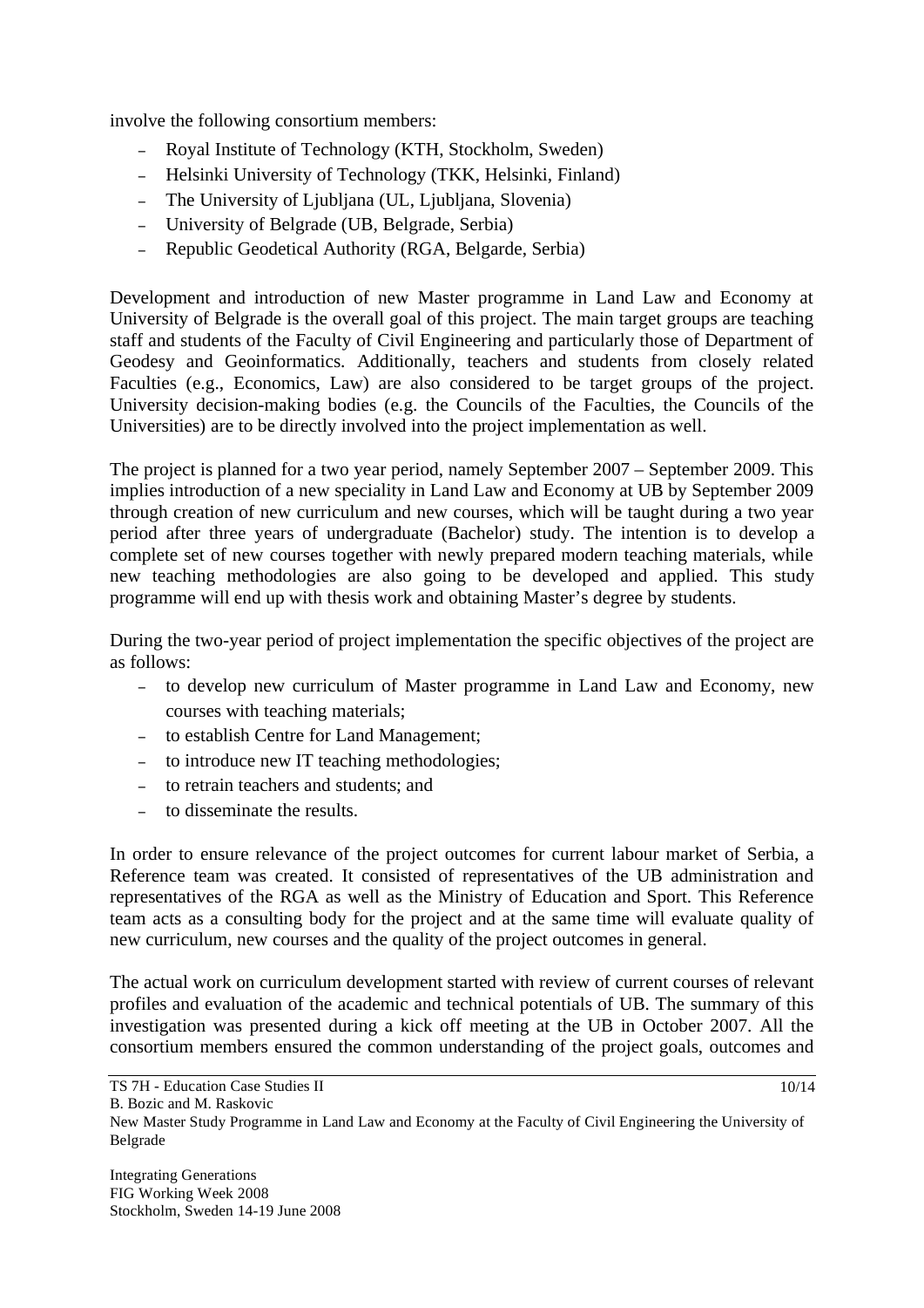involve the following consortium members:

- Royal Institute of Technology (KTH, Stockholm, Sweden)
- Helsinki University of Technology (TKK, Helsinki, Finland)
- The University of Ljubljana (UL, Ljubljana, Slovenia)
- University of Belgrade (UB, Belgrade, Serbia)
- Republic Geodetical Authority (RGA, Belgarde, Serbia)

Development and introduction of new Master programme in Land Law and Economy at University of Belgrade is the overall goal of this project. The main target groups are teaching staff and students of the Faculty of Civil Engineering and particularly those of Department of Geodesy and Geoinformatics. Additionally, teachers and students from closely related Faculties (e.g., Economics, Law) are also considered to be target groups of the project. University decision-making bodies (e.g. the Councils of the Faculties, the Councils of the Universities) are to be directly involved into the project implementation as well.

The project is planned for a two year period, namely September 2007 – September 2009. This implies introduction of a new speciality in Land Law and Economy at UB by September 2009 through creation of new curriculum and new courses, which will be taught during a two year period after three years of undergraduate (Bachelor) study. The intention is to develop a complete set of new courses together with newly prepared modern teaching materials, while new teaching methodologies are also going to be developed and applied. This study programme will end up with thesis work and obtaining Master's degree by students.

During the two-year period of project implementation the specific objectives of the project are as follows:

- to develop new curriculum of Master programme in Land Law and Economy, new courses with teaching materials;
- to establish Centre for Land Management;
- to introduce new IT teaching methodologies;
- to retrain teachers and students; and
- to disseminate the results.

In order to ensure relevance of the project outcomes for current labour market of Serbia, a Reference team was created. It consisted of representatives of the UB administration and representatives of the RGA as well as the Ministry of Education and Sport. This Reference team acts as a consulting body for the project and at the same time will evaluate quality of new curriculum, new courses and the quality of the project outcomes in general.

The actual work on curriculum development started with review of current courses of relevant profiles and evaluation of the academic and technical potentials of UB. The summary of this investigation was presented during a kick off meeting at the UB in October 2007. All the consortium members ensured the common understanding of the project goals, outcomes and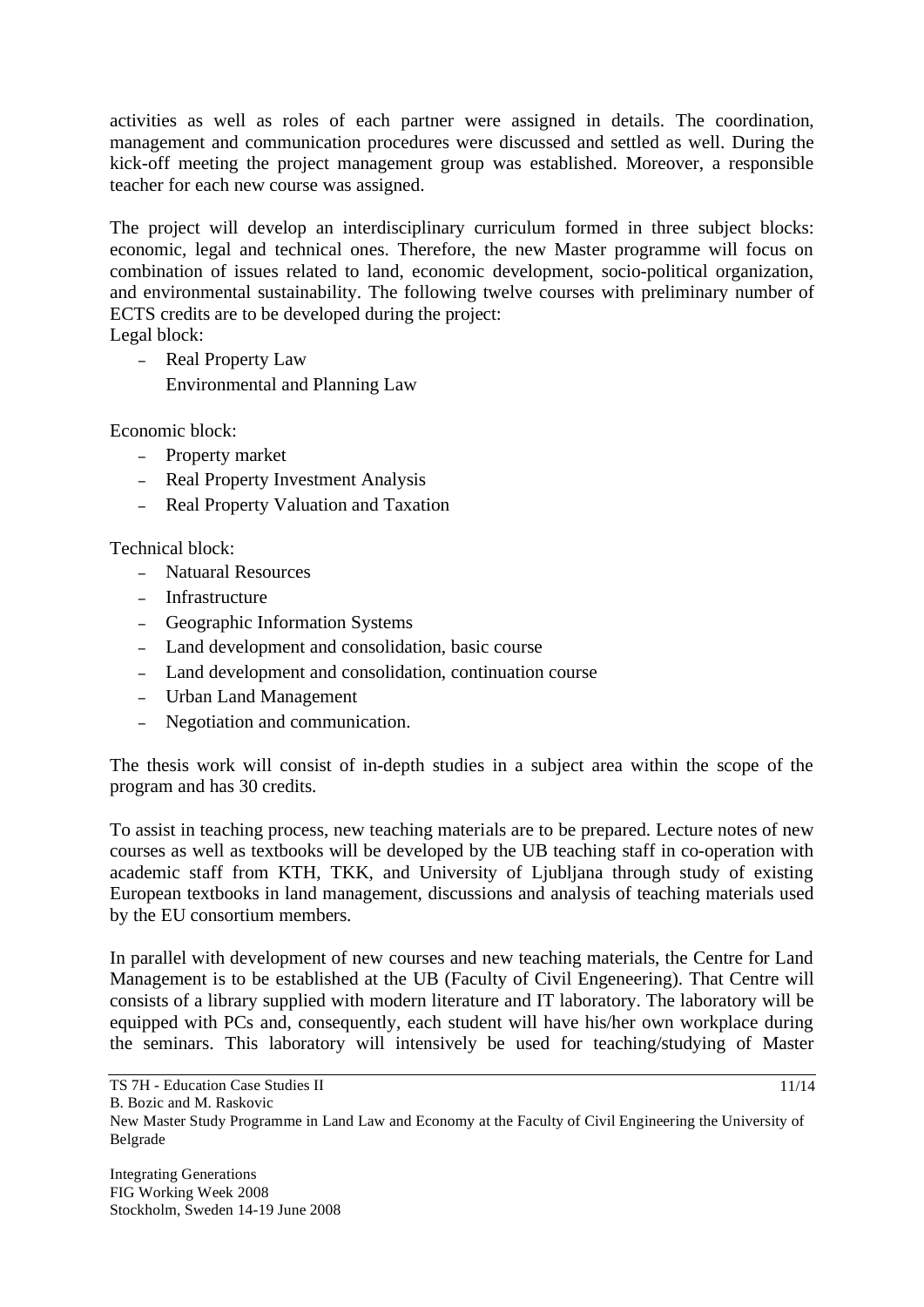activities as well as roles of each partner were assigned in details. The coordination, management and communication procedures were discussed and settled as well. During the kick-off meeting the project management group was established. Moreover, a responsible teacher for each new course was assigned.

The project will develop an interdisciplinary curriculum formed in three subject blocks: economic, legal and technical ones. Therefore, the new Master programme will focus on combination of issues related to land, economic development, socio-political organization, and environmental sustainability. The following twelve courses with preliminary number of ECTS credits are to be developed during the project:

Legal block:

- Real Property Law
  Environmental and Planning Law

Economic block:

- Property market
- Real Property Investment Analysis
- Real Property Valuation and Taxation

Technical block:

- Natuaral Resources
- Infrastructure
- Geographic Information Systems
- Land development and consolidation, basic course
- Land development and consolidation, continuation course
- Urban Land Management
- Negotiation and communication.

The thesis work will consist of in-depth studies in a subject area within the scope of the program and has 30 credits.

To assist in teaching process, new teaching materials are to be prepared. Lecture notes of new courses as well as textbooks will be developed by the UB teaching staff in co-operation with academic staff from KTH, TKK, and University of Ljubljana through study of existing European textbooks in land management, discussions and analysis of teaching materials used by the EU consortium members.

In parallel with development of new courses and new teaching materials, the Centre for Land Management is to be established at the UB (Faculty of Civil Engeneering). That Centre will consists of a library supplied with modern literature and IT laboratory. The laboratory will be equipped with PCs and, consequently, each student will have his/her own workplace during the seminars. This laboratory will intensively be used for teaching/studying of Master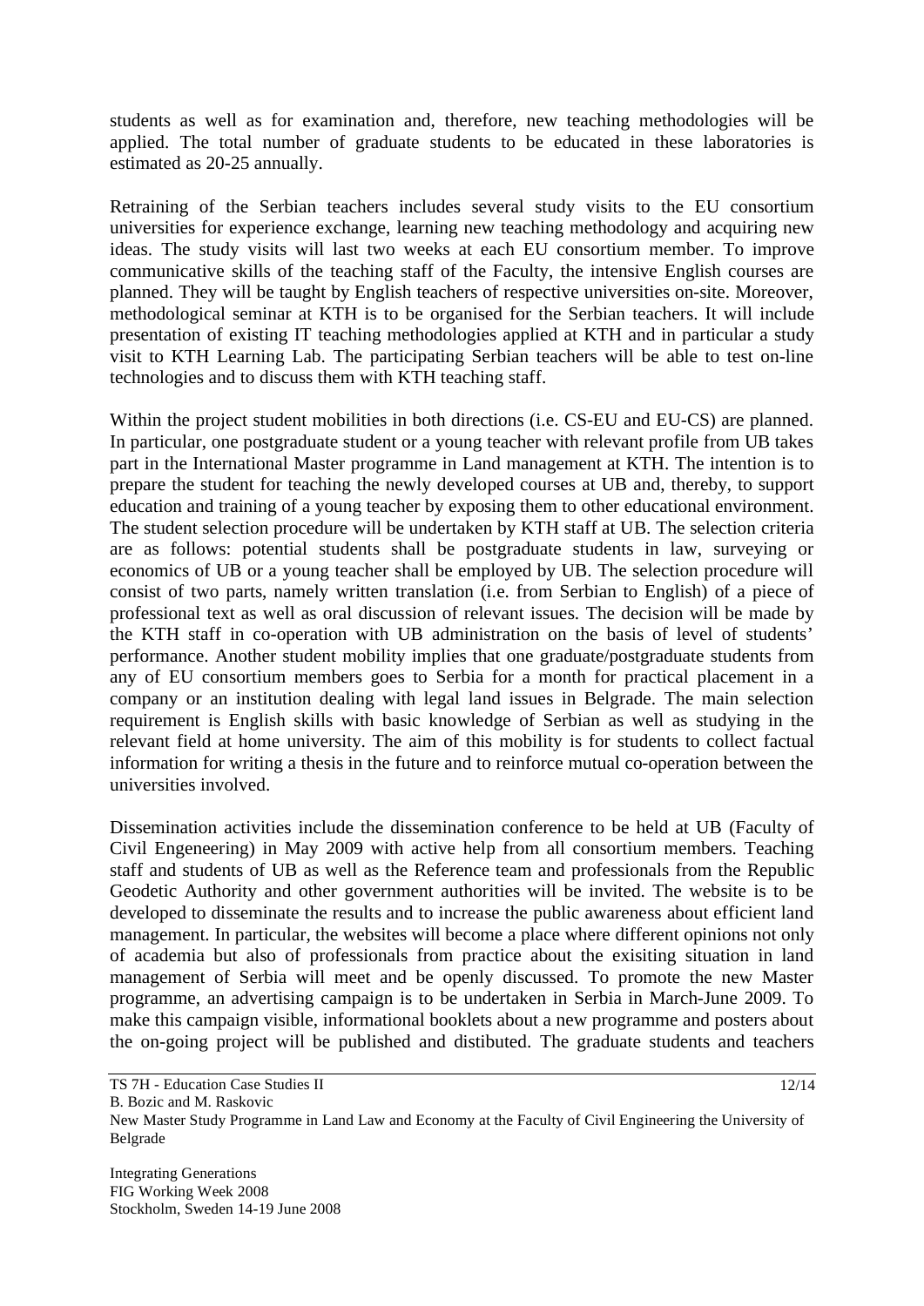students as well as for examination and, therefore, new teaching methodologies will be applied. The total number of graduate students to be educated in these laboratories is estimated as 20-25 annually.

Retraining of the Serbian teachers includes several study visits to the EU consortium universities for experience exchange, learning new teaching methodology and acquiring new ideas. The study visits will last two weeks at each EU consortium member. To improve communicative skills of the teaching staff of the Faculty, the intensive English courses are planned. They will be taught by English teachers of respective universities on-site. Moreover, methodological seminar at KTH is to be organised for the Serbian teachers. It will include presentation of existing IT teaching methodologies applied at KTH and in particular a study visit to KTH Learning Lab. The participating Serbian teachers will be able to test on-line technologies and to discuss them with KTH teaching staff.

Within the project student mobilities in both directions (i.e. CS-EU and EU-CS) are planned. In particular, one postgraduate student or a young teacher with relevant profile from UB takes part in the International Master programme in Land management at KTH. The intention is to prepare the student for teaching the newly developed courses at UB and, thereby, to support education and training of a young teacher by exposing them to other educational environment. The student selection procedure will be undertaken by KTH staff at UB. The selection criteria are as follows: potential students shall be postgraduate students in law, surveying or economics of UB or a young teacher shall be employed by UB. The selection procedure will consist of two parts, namely written translation (i.e. from Serbian to English) of a piece of professional text as well as oral discussion of relevant issues. The decision will be made by the KTH staff in co-operation with UB administration on the basis of level of students' performance. Another student mobility implies that one graduate/postgraduate students from any of EU consortium members goes to Serbia for a month for practical placement in a company or an institution dealing with legal land issues in Belgrade. The main selection requirement is English skills with basic knowledge of Serbian as well as studying in the relevant field at home university. The aim of this mobility is for students to collect factual information for writing a thesis in the future and to reinforce mutual co-operation between the universities involved.

Dissemination activities include the dissemination conference to be held at UB (Faculty of Civil Engeneering) in May 2009 with active help from all consortium members. Teaching staff and students of UB as well as the Reference team and professionals from the Republic Geodetic Authority and other government authorities will be invited. The website is to be developed to disseminate the results and to increase the public awareness about efficient land management. In particular, the websites will become a place where different opinions not only of academia but also of professionals from practice about the exisiting situation in land management of Serbia will meet and be openly discussed. To promote the new Master programme, an advertising campaign is to be undertaken in Serbia in March-June 2009. To make this campaign visible, informational booklets about a new programme and posters about the on-going project will be published and distibuted. The graduate students and teachers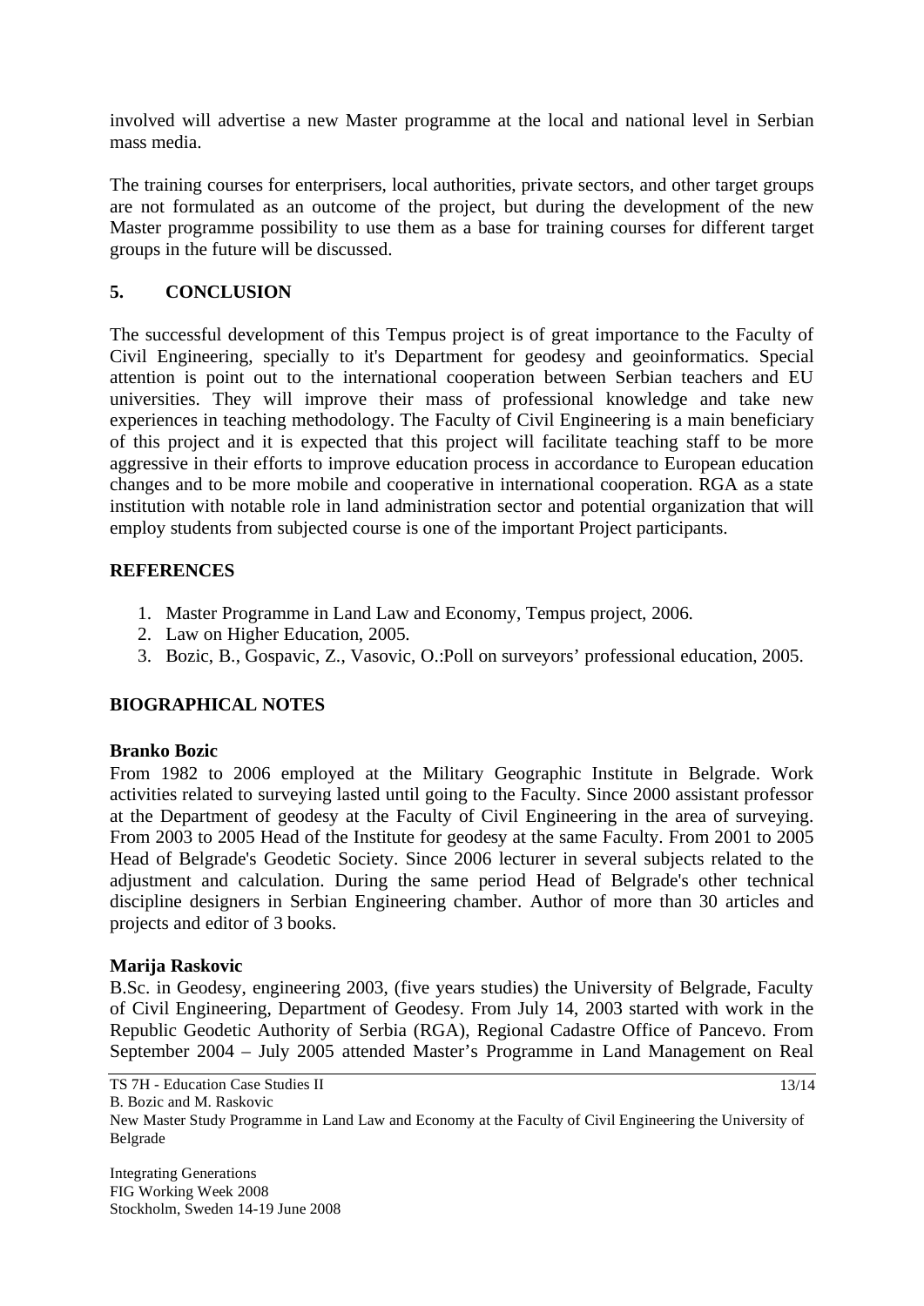involved will advertise a new Master programme at the local and national level in Serbian mass media.

The training courses for enterprisers, local authorities, private sectors, and other target groups are not formulated as an outcome of the project, but during the development of the new Master programme possibility to use them as a base for training courses for different target groups in the future will be discussed.

## 5. CONCLUSION

The successful development of this Tempus project is of great importance to the Faculty of Civil Engineering, specially to it's Department for geodesy and geoinformatics. Special attention is point out to the international cooperation between Serbian teachers and EU universities. They will improve their mass of professional knowledge and take new experiences in teaching methodology. The Faculty of Civil Engineering is a main beneficiary of this project and it is expected that this project will facilitate teaching staff to be more aggressive in their efforts to improve education process in accordance to European education changes and to be more mobile and cooperative in international cooperation. RGA as a state institution with notable role in land administration sector and potential organization that will employ students from subjected course is one of the important Project participants.

## REFERENCES

1. Master Programme in Land Law and Economy, Tempus project, 2006.
2. Law on Higher Education, 2005.
3. Bozic, B., Gospavic, Z., Vasovic, O.:Poll on surveyors' professional education, 2005.

## BIOGRAPHICAL NOTES

**Branko Bozic**

From 1982 to 2006 employed at the Military Geographic Institute in Belgrade. Work activities related to surveying lasted until going to the Faculty. Since 2000 assistant professor at the Department of geodesy at the Faculty of Civil Engineering in the area of surveying. From 2003 to 2005 Head of the Institute for geodesy at the same Faculty. From 2001 to 2005 Head of Belgrade's Geodetic Society. Since 2006 lecturer in several subjects related to the adjustment and calculation. During the same period Head of Belgrade's other technical discipline designers in Serbian Engineering chamber. Author of more than 30 articles and projects and editor of 3 books.

**Marija Raskovic**

B.Sc. in Geodesy, engineering 2003, (five years studies) the University of Belgrade, Faculty of Civil Engineering, Department of Geodesy. From July 14, 2003 started with work in the Republic Geodetic Authority of Serbia (RGA), Regional Cadastre Office of Pancevo. From September 2004 – July 2005 attended Master's Programme in Land Management on Real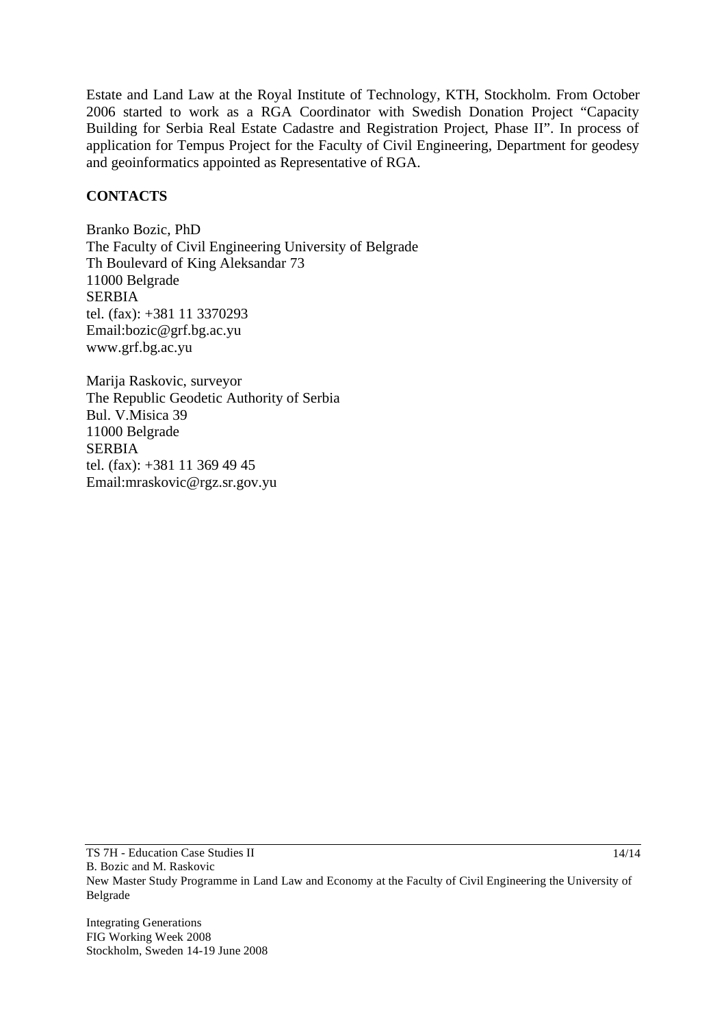Estate and Land Law at the Royal Institute of Technology, KTH, Stockholm. From October 2006 started to work as a RGA Coordinator with Swedish Donation Project "Capacity Building for Serbia Real Estate Cadastre and Registration Project, Phase II". In process of application for Tempus Project for the Faculty of Civil Engineering, Department for geodesy and geoinformatics appointed as Representative of RGA.

## CONTACTS

Branko Bozic, PhD
The Faculty of Civil Engineering University of Belgrade
Th Boulevard of King Aleksandar 73
11000 Belgrade
SERBIA
tel. (fax): +381 11 3370293
Email:bozic@grf.bg.ac.yu
www.grf.bg.ac.yu

Marija Raskovic, surveyor
The Republic Geodetic Authority of Serbia
Bul. V.Misica 39
11000 Belgrade
SERBIA
tel. (fax): +381 11 369 49 45
Email:mraskovic@rgz.sr.gov.yu